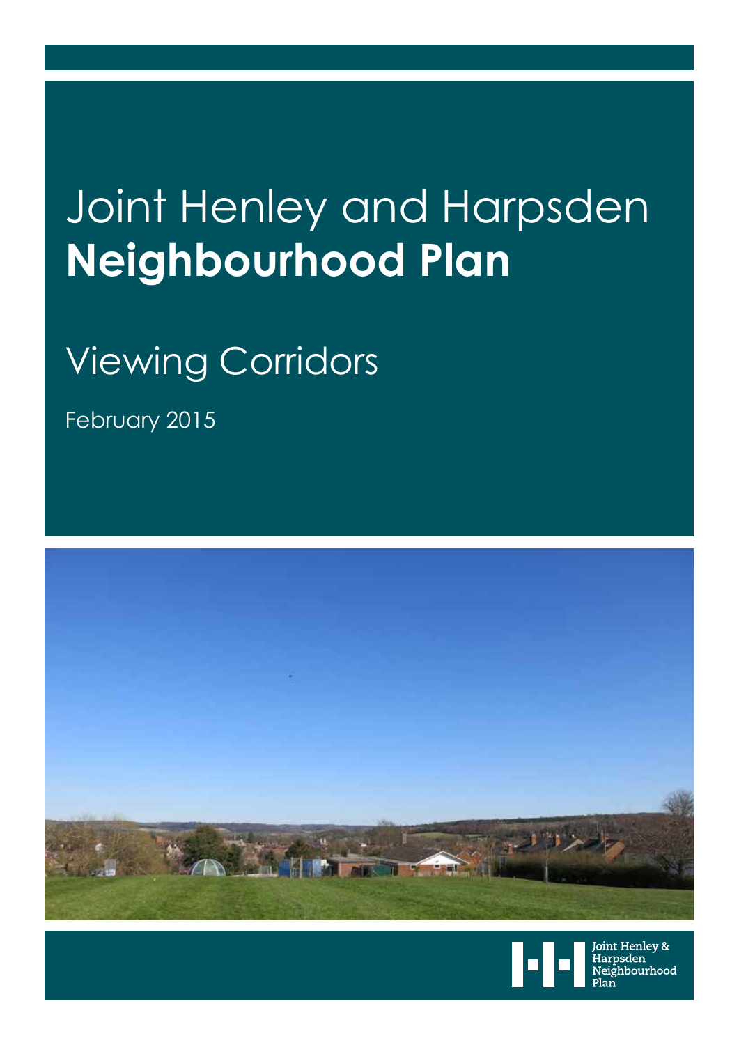# Joint Henley and Harpsden **Neighbourhood Plan**

## Viewing Corridors

February 2015

Joint Henley & Harpsden Neighbourhood Plan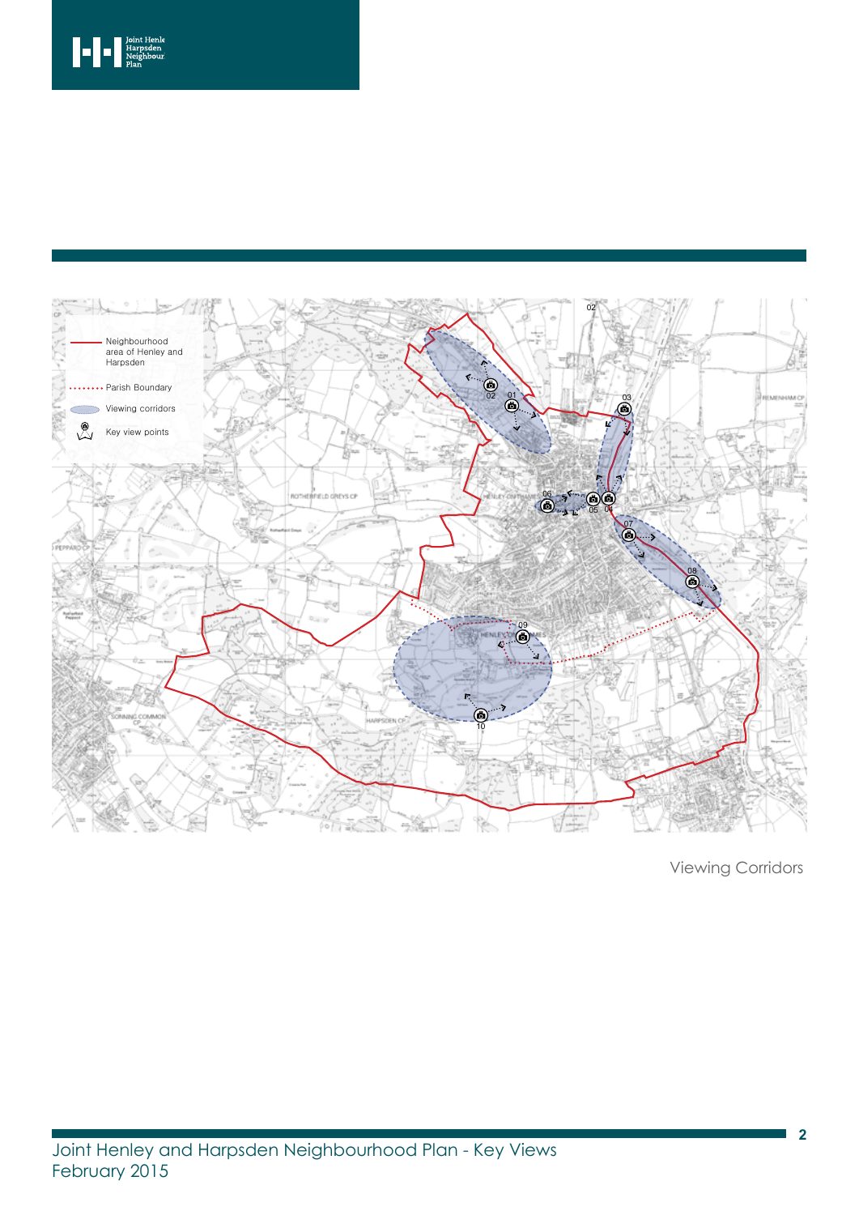Neighbourhood area of Henley and Harpsden

Parish Boundary

Viewing corridors

Key view points

Viewing Corridors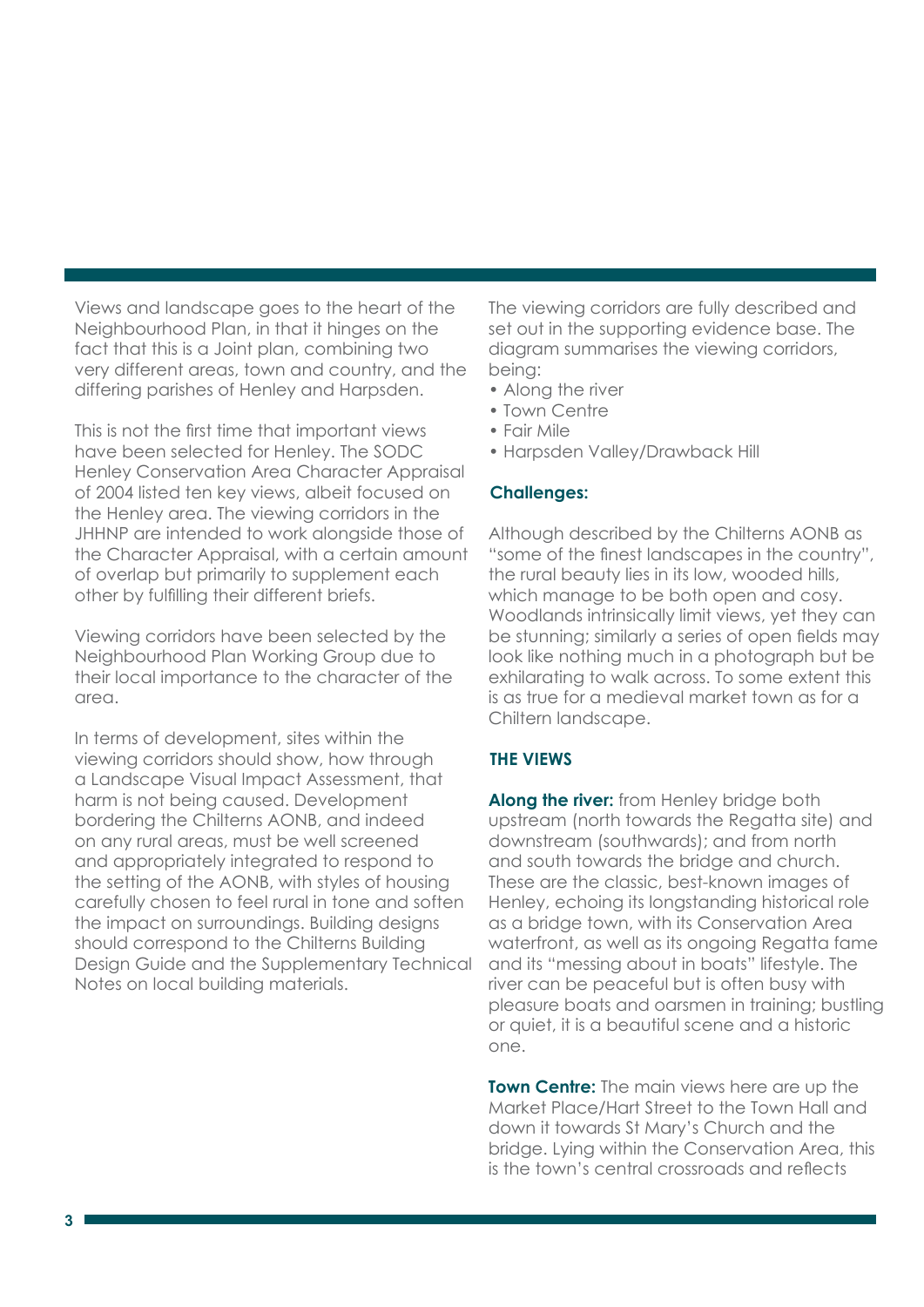Views and landscape goes to the heart of the Neighbourhood Plan, in that it hinges on the fact that this is a Joint plan, combining two very different areas, town and country, and the differing parishes of Henley and Harpsden.

This is not the first time that important views have been selected for Henley. The SODC Henley Conservation Area Character Appraisal of 2004 listed ten key views, albeit focused on the Henley area. The viewing corridors in the JHHNP are intended to work alongside those of the Character Appraisal, with a certain amount of overlap but primarily to supplement each other by fulfilling their different briefs.

Viewing corridors have been selected by the Neighbourhood Plan Working Group due to their local importance to the character of the area.

In terms of development, sites within the viewing corridors should show, how through a Landscape Visual Impact Assessment, that harm is not being caused. Development bordering the Chilterns AONB, and indeed on any rural areas, must be well screened and appropriately integrated to respond to the setting of the AONB, with styles of housing carefully chosen to feel rural in tone and soften the impact on surroundings. Building designs should correspond to the Chilterns Building Design Guide and the Supplementary Technical Notes on local building materials.

The viewing corridors are fully described and set out in the supporting evidence base. The diagram summarises the viewing corridors, being:

- Along the river
- Town Centre
- Fair Mile
- Harpsden Valley/Drawback Hill

### Challenges:

Although described by the Chilterns AONB as "some of the finest landscapes in the country", the rural beauty lies in its low, wooded hills, which manage to be both open and cosy. Woodlands intrinsically limit views, yet they can be stunning; similarly a series of open fields may look like nothing much in a photograph but be exhilarating to walk across. To some extent this is as true for a medieval market town as for a Chiltern landscape.

### THE VIEWS

**Along the river:** from Henley bridge both upstream (north towards the Regatta site) and downstream (southwards); and from north and south towards the bridge and church. These are the classic, best-known images of Henley, echoing its longstanding historical role as a bridge town, with its Conservation Area waterfront, as well as its ongoing Regatta fame and its "messing about in boats" lifestyle. The river can be peaceful but is often busy with pleasure boats and oarsmen in training; bustling or quiet, it is a beautiful scene and a historic one.

**Town Centre:** The main views here are up the Market Place/Hart Street to the Town Hall and down it towards St Mary's Church and the bridge. Lying within the Conservation Area, this is the town's central crossroads and reflects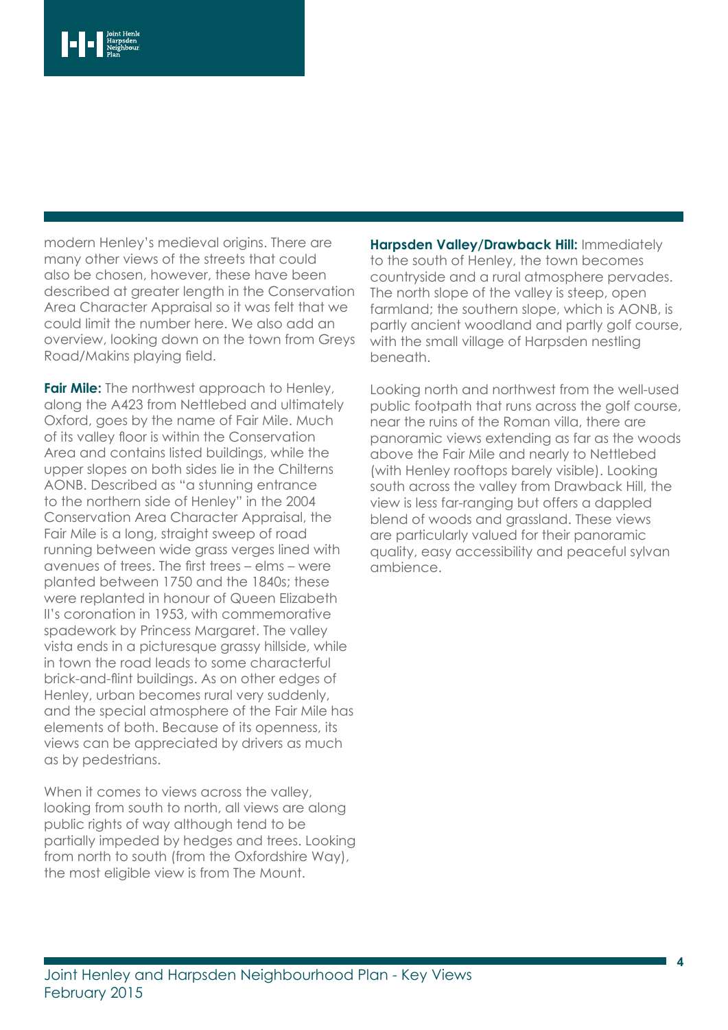modern Henley's medieval origins. There are many other views of the streets that could also be chosen, however, these have been described at greater length in the Conservation Area Character Appraisal so it was felt that we could limit the number here. We also add an overview, looking down on the town from Greys Road/Makins playing field.

**Fair Mile:** The northwest approach to Henley, along the A423 from Nettlebed and ultimately Oxford, goes by the name of Fair Mile. Much of its valley floor is within the Conservation Area and contains listed buildings, while the upper slopes on both sides lie in the Chilterns AONB. Described as "a stunning entrance to the northern side of Henley" in the 2004 Conservation Area Character Appraisal, the Fair Mile is a long, straight sweep of road running between wide grass verges lined with avenues of trees. The first trees – elms – were planted between 1750 and the 1840s; these were replanted in honour of Queen Elizabeth II's coronation in 1953, with commemorative spadework by Princess Margaret. The valley vista ends in a picturesque grassy hillside, while in town the road leads to some characterful brick-and-flint buildings. As on other edges of Henley, urban becomes rural very suddenly, and the special atmosphere of the Fair Mile has elements of both. Because of its openness, its views can be appreciated by drivers as much as by pedestrians.

When it comes to views across the valley, looking from south to north, all views are along public rights of way although tend to be partially impeded by hedges and trees. Looking from north to south (from the Oxfordshire Way), the most eligible view is from The Mount.

**Harpsden Valley/Drawback Hill:** Immediately to the south of Henley, the town becomes countryside and a rural atmosphere pervades. The north slope of the valley is steep, open farmland; the southern slope, which is AONB, is partly ancient woodland and partly golf course, with the small village of Harpsden nestling beneath.

Looking north and northwest from the well-used public footpath that runs across the golf course, near the ruins of the Roman villa, there are panoramic views extending as far as the woods above the Fair Mile and nearly to Nettlebed (with Henley rooftops barely visible). Looking south across the valley from Drawback Hill, the view is less far-ranging but offers a dappled blend of woods and grassland. These views are particularly valued for their panoramic quality, easy accessibility and peaceful sylvan ambience.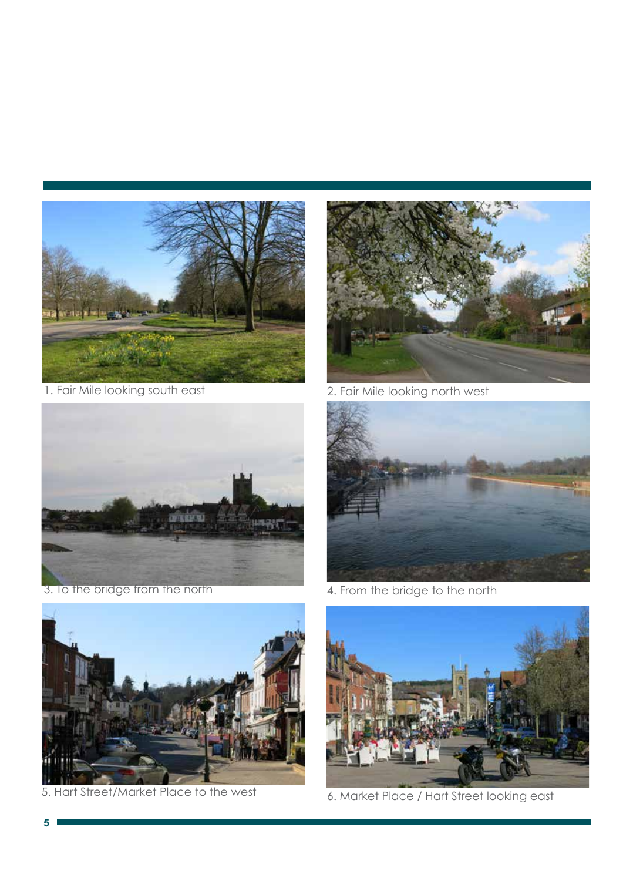1. Fair Mile looking south east

2. Fair Mile looking north west

3. To the bridge from the north

4. From the bridge to the north

5. Hart Street/Market Place to the west

6. Market Place / Hart Street looking east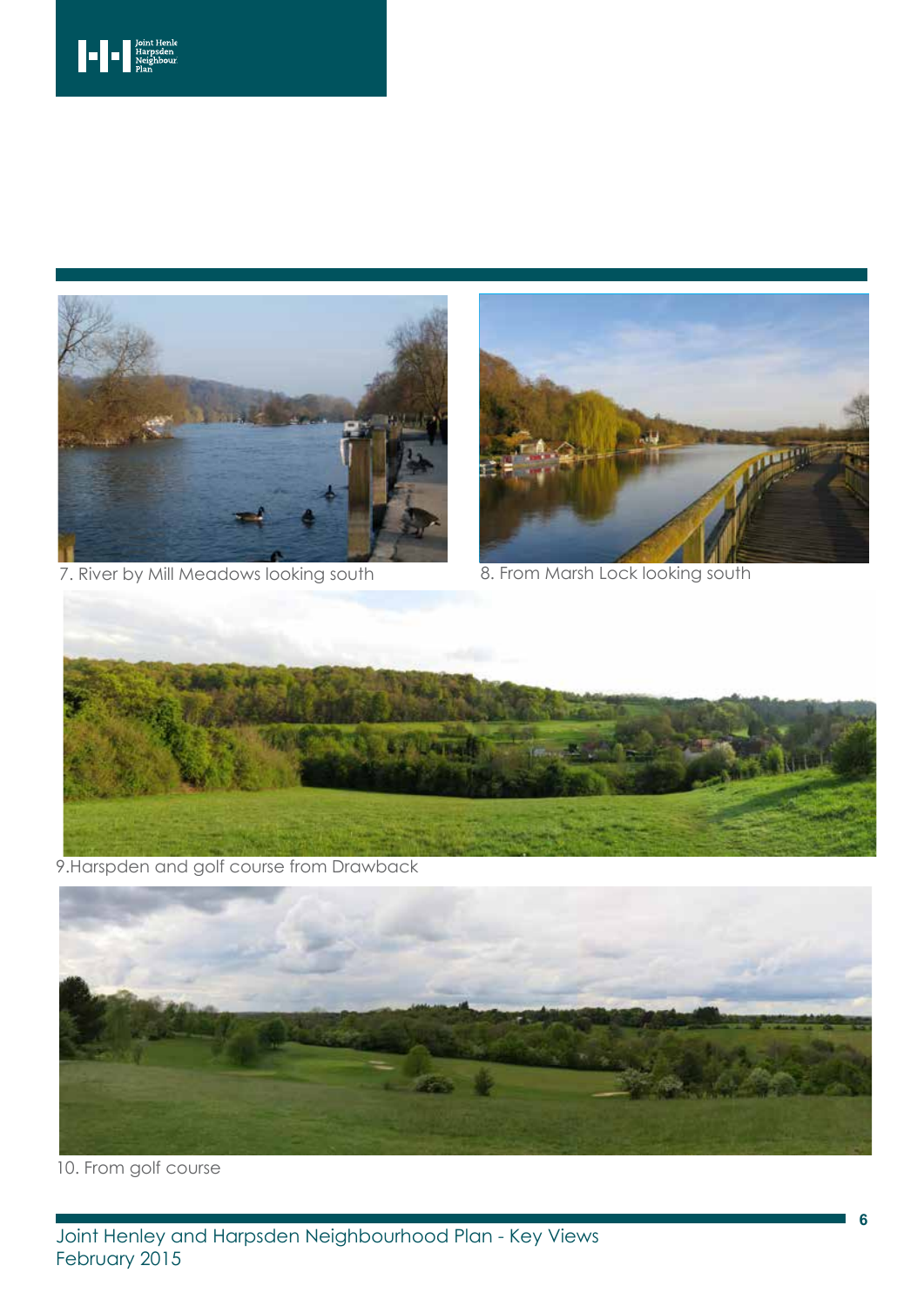7. River by Mill Meadows looking south

8. From Marsh Lock looking south

9.Harspden and golf course from Drawback

10. From golf course